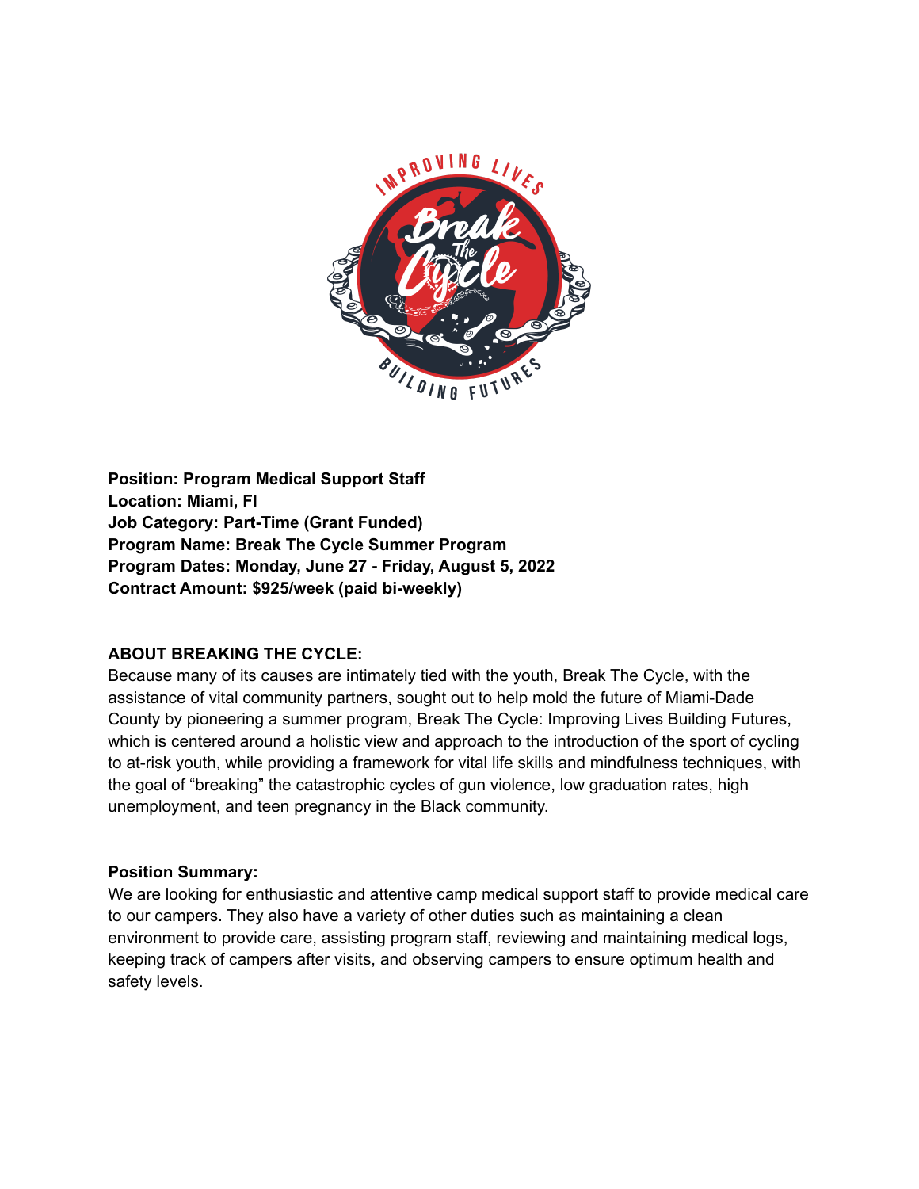**Position: Program Medical Support Staff**
**Location: Miami, Fl**
**Job Category: Part-Time (Grant Funded)**
**Program Name: Break The Cycle Summer Program**
**Program Dates: Monday, June 27 - Friday, August 5, 2022**
**Contract Amount: $925/week (paid bi-weekly)**

**ABOUT BREAKING THE CYCLE:**

Because many of its causes are intimately tied with the youth, Break The Cycle, with the assistance of vital community partners, sought out to help mold the future of Miami-Dade County by pioneering a summer program, Break The Cycle: Improving Lives Building Futures, which is centered around a holistic view and approach to the introduction of the sport of cycling to at-risk youth, while providing a framework for vital life skills and mindfulness techniques, with the goal of "breaking" the catastrophic cycles of gun violence, low graduation rates, high unemployment, and teen pregnancy in the Black community.

**Position Summary:**

We are looking for enthusiastic and attentive camp medical support staff to provide medical care to our campers. They also have a variety of other duties such as maintaining a clean environment to provide care, assisting program staff, reviewing and maintaining medical logs, keeping track of campers after visits, and observing campers to ensure optimum health and safety levels.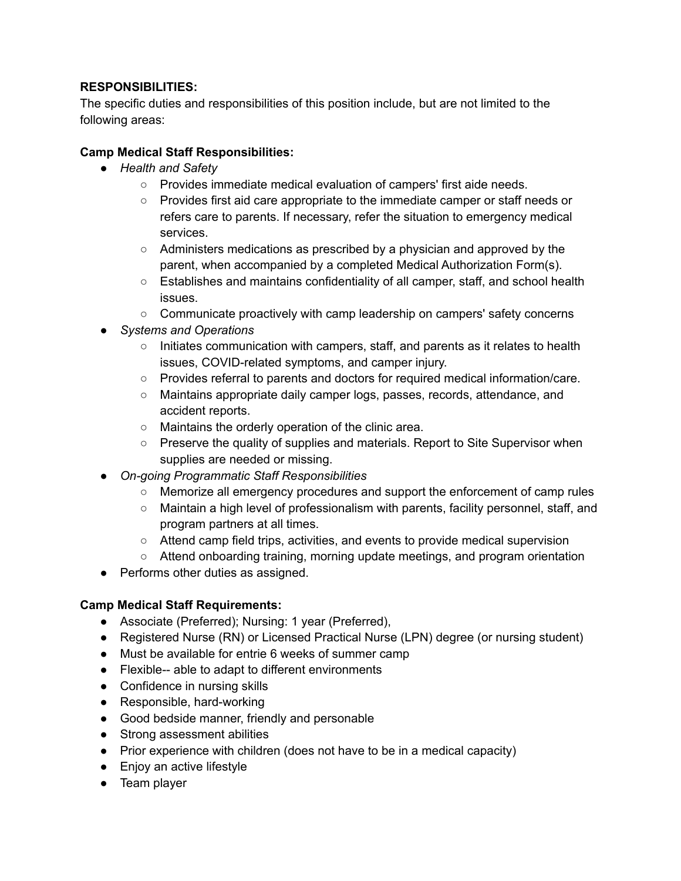**RESPONSIBILITIES:**
The specific duties and responsibilities of this position include, but are not limited to the following areas:

**Camp Medical Staff Responsibilities:**

- *Health and Safety*
  - Provides immediate medical evaluation of campers' first aide needs.
  - Provides first aid care appropriate to the immediate camper or staff needs or refers care to parents. If necessary, refer the situation to emergency medical services.
  - Administers medications as prescribed by a physician and approved by the parent, when accompanied by a completed Medical Authorization Form(s).
  - Establishes and maintains confidentiality of all camper, staff, and school health issues.
  - Communicate proactively with camp leadership on campers' safety concerns
- *Systems and Operations*
  - Initiates communication with campers, staff, and parents as it relates to health issues, COVID-related symptoms, and camper injury.
  - Provides referral to parents and doctors for required medical information/care.
  - Maintains appropriate daily camper logs, passes, records, attendance, and accident reports.
  - Maintains the orderly operation of the clinic area.
  - Preserve the quality of supplies and materials. Report to Site Supervisor when supplies are needed or missing.
- *On-going Programmatic Staff Responsibilities*
  - Memorize all emergency procedures and support the enforcement of camp rules
  - Maintain a high level of professionalism with parents, facility personnel, staff, and program partners at all times.
  - Attend camp field trips, activities, and events to provide medical supervision
  - Attend onboarding training, morning update meetings, and program orientation
- Performs other duties as assigned.

**Camp Medical Staff Requirements:**

- Associate (Preferred); Nursing: 1 year (Preferred),
- Registered Nurse (RN) or Licensed Practical Nurse (LPN) degree (or nursing student)
- Must be available for entrie 6 weeks of summer camp
- Flexible-- able to adapt to different environments
- Confidence in nursing skills
- Responsible, hard-working
- Good bedside manner, friendly and personable
- Strong assessment abilities
- Prior experience with children (does not have to be in a medical capacity)
- Enjoy an active lifestyle
- Team player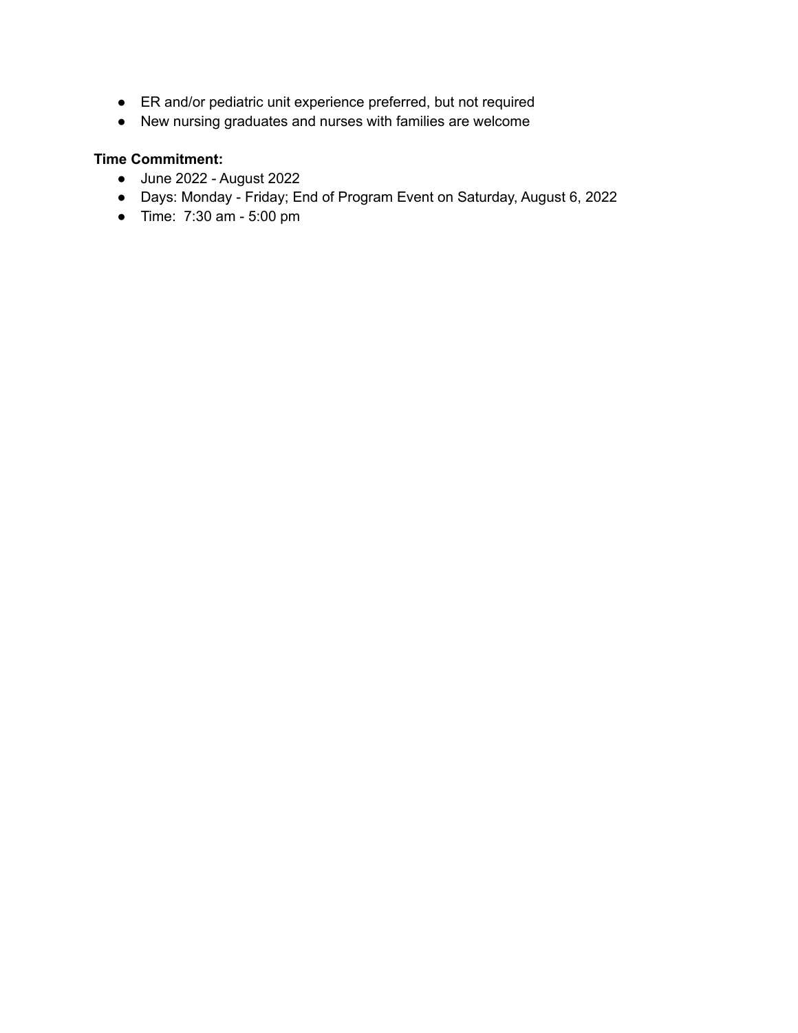- ER and/or pediatric unit experience preferred, but not required
- New nursing graduates and nurses with families are welcome

**Time Commitment:**

- June 2022 - August 2022
- Days: Monday - Friday; End of Program Event on Saturday, August 6, 2022
- Time: 7:30 am - 5:00 pm